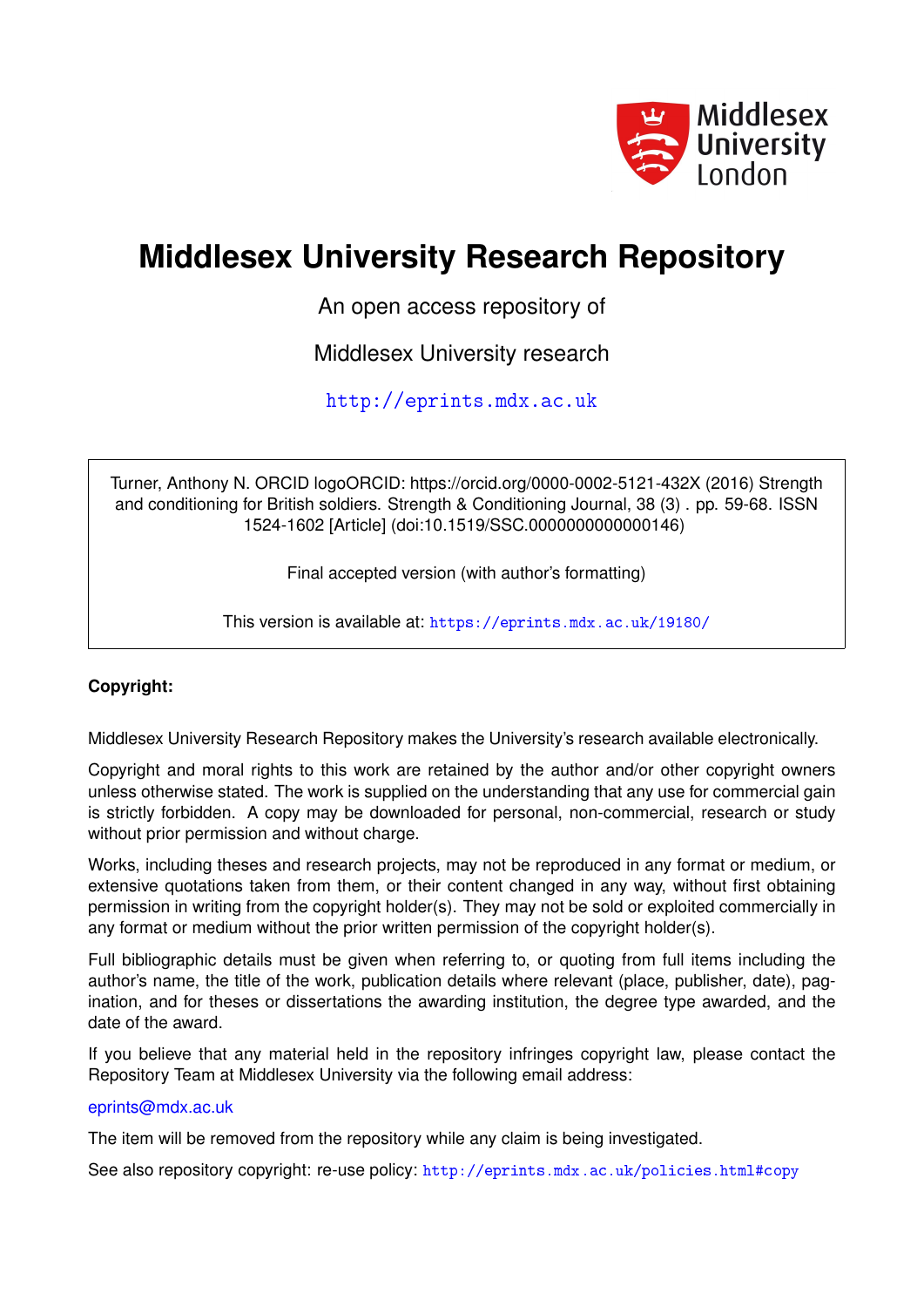# Middlesex University Research Repository

An open access repository of

Middlesex University research

http://eprints.mdx.ac.uk

Turner, Anthony N. ORCID logoORCID: https://orcid.org/0000-0002-5121-432X (2016) Strength and conditioning for British soldiers. Strength & Conditioning Journal, 38 (3) . pp. 59-68. ISSN 1524-1602 [Article] (doi:10.1519/SSC.0000000000000146)

Final accepted version (with author's formatting)

This version is available at: https://eprints.mdx.ac.uk/19180/

**Copyright:**

Middlesex University Research Repository makes the University's research available electronically.

Copyright and moral rights to this work are retained by the author and/or other copyright owners unless otherwise stated. The work is supplied on the understanding that any use for commercial gain is strictly forbidden. A copy may be downloaded for personal, non-commercial, research or study without prior permission and without charge.

Works, including theses and research projects, may not be reproduced in any format or medium, or extensive quotations taken from them, or their content changed in any way, without first obtaining permission in writing from the copyright holder(s). They may not be sold or exploited commercially in any format or medium without the prior written permission of the copyright holder(s).

Full bibliographic details must be given when referring to, or quoting from full items including the author's name, the title of the work, publication details where relevant (place, publisher, date), pagination, and for theses or dissertations the awarding institution, the degree type awarded, and the date of the award.

If you believe that any material held in the repository infringes copyright law, please contact the Repository Team at Middlesex University via the following email address:

eprints@mdx.ac.uk

The item will be removed from the repository while any claim is being investigated.

See also repository copyright: re-use policy: http://eprints.mdx.ac.uk/policies.html#copy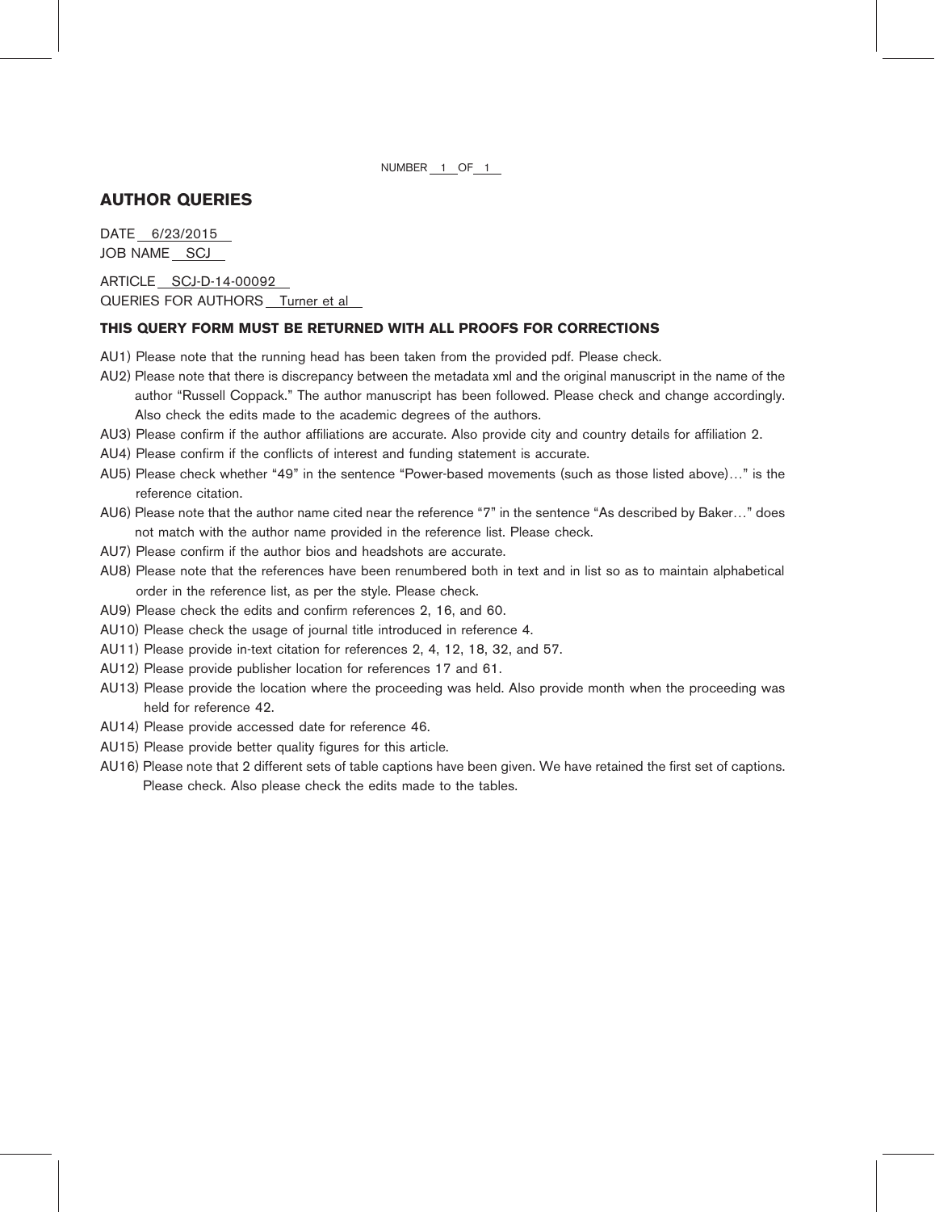NUMBER 1 OF 1

## AUTHOR QUERIES

DATE 6/23/2015
JOB NAME SCJ

ARTICLE SCJ-D-14-00092
QUERIES FOR AUTHORS Turner et al

**THIS QUERY FORM MUST BE RETURNED WITH ALL PROOFS FOR CORRECTIONS**

AU1) Please note that the running head has been taken from the provided pdf. Please check.

AU2) Please note that there is discrepancy between the metadata xml and the original manuscript in the name of the author "Russell Coppack." The author manuscript has been followed. Please check and change accordingly. Also check the edits made to the academic degrees of the authors.

AU3) Please confirm if the author affiliations are accurate. Also provide city and country details for affiliation 2.

AU4) Please confirm if the conflicts of interest and funding statement is accurate.

AU5) Please check whether "49" in the sentence "Power-based movements (such as those listed above)…" is the reference citation.

AU6) Please note that the author name cited near the reference "7" in the sentence "As described by Baker…" does not match with the author name provided in the reference list. Please check.

AU7) Please confirm if the author bios and headshots are accurate.

AU8) Please note that the references have been renumbered both in text and in list so as to maintain alphabetical order in the reference list, as per the style. Please check.

AU9) Please check the edits and confirm references 2, 16, and 60.

AU10) Please check the usage of journal title introduced in reference 4.

AU11) Please provide in-text citation for references 2, 4, 12, 18, 32, and 57.

AU12) Please provide publisher location for references 17 and 61.

AU13) Please provide the location where the proceeding was held. Also provide month when the proceeding was held for reference 42.

AU14) Please provide accessed date for reference 46.

AU15) Please provide better quality figures for this article.

AU16) Please note that 2 different sets of table captions have been given. We have retained the first set of captions. Please check. Also please check the edits made to the tables.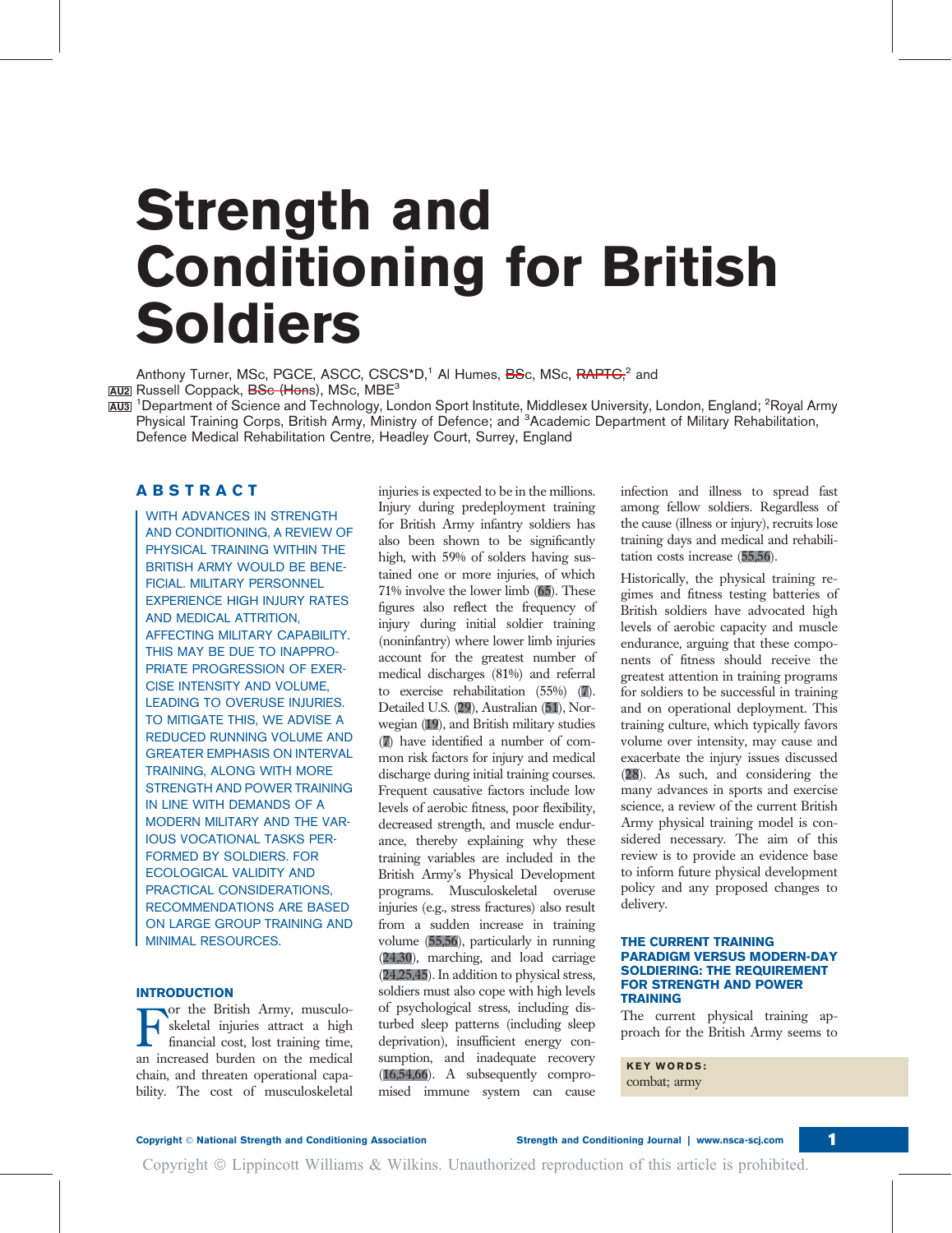# Strength and Conditioning for British Soldiers

Anthony Turner, MSc, PGCE, ASCC, CSCS*D,[1] Al Humes, BSc, MSc, RAPTC,[2] and Russell Coppack, BSc (Hons), MSc, MBE[3]

[1]Department of Science and Technology, London Sport Institute, Middlesex University, London, England; [2]Royal Army Physical Training Corps, British Army, Ministry of Defence; and [3]Academic Department of Military Rehabilitation, Defence Medical Rehabilitation Centre, Headley Court, Surrey, England

## ABSTRACT

WITH ADVANCES IN STRENGTH AND CONDITIONING, A REVIEW OF PHYSICAL TRAINING WITHIN THE BRITISH ARMY WOULD BE BENEFICIAL. MILITARY PERSONNEL EXPERIENCE HIGH INJURY RATES AND MEDICAL ATTRITION, AFFECTING MILITARY CAPABILITY. THIS MAY BE DUE TO INAPPROPRIATE PROGRESSION OF EXERCISE INTENSITY AND VOLUME, LEADING TO OVERUSE INJURIES. TO MITIGATE THIS, WE ADVISE A REDUCED RUNNING VOLUME AND GREATER EMPHASIS ON INTERVAL TRAINING, ALONG WITH MORE STRENGTH AND POWER TRAINING IN LINE WITH DEMANDS OF A MODERN MILITARY AND THE VARIOUS VOCATIONAL TASKS PERFORMED BY SOLDIERS. FOR ECOLOGICAL VALIDITY AND PRACTICAL CONSIDERATIONS, RECOMMENDATIONS ARE BASED ON LARGE GROUP TRAINING AND MINIMAL RESOURCES.

## INTRODUCTION

For the British Army, musculoskeletal injuries attract a high financial cost, lost training time, an increased burden on the medical chain, and threaten operational capability. The cost of musculoskeletal injuries is expected to be in the millions. Injury during predeployment training for British Army infantry soldiers has also been shown to be significantly high, with 59% of solders having sustained one or more injuries, of which 71% involve the lower limb (65). These figures also reflect the frequency of injury during initial soldier training (noninfantry) where lower limb injuries account for the greatest number of medical discharges (81%) and referral to exercise rehabilitation (55%) (7). Detailed U.S. (29), Australian (51), Norwegian (19), and British military studies (7) have identified a number of common risk factors for injury and medical discharge during initial training courses. Frequent causative factors include low levels of aerobic fitness, poor flexibility, decreased strength, and muscle endurance, thereby explaining why these training variables are included in the British Army's Physical Development programs. Musculoskeletal overuse injuries (e.g., stress fractures) also result from a sudden increase in training volume (55,56), particularly in running (24,30), marching, and load carriage (24,25,45). In addition to physical stress, soldiers must also cope with high levels of psychological stress, including disturbed sleep patterns (including sleep deprivation), insufficient energy consumption, and inadequate recovery (16,54,66). A subsequently compromised immune system can cause infection and illness to spread fast among fellow soldiers. Regardless of the cause (illness or injury), recruits lose training days and medical and rehabilitation costs increase (55,56).

Historically, the physical training regimes and fitness testing batteries of British soldiers have advocated high levels of aerobic capacity and muscle endurance, arguing that these components of fitness should receive the greatest attention in training programs for soldiers to be successful in training and on operational deployment. This training culture, which typically favors volume over intensity, may cause and exacerbate the injury issues discussed (28). As such, and considering the many advances in sports and exercise science, a review of the current British Army physical training model is considered necessary. The aim of this review is to provide an evidence base to inform future physical development policy and any proposed changes to delivery.

## THE CURRENT TRAINING PARADIGM VERSUS MODERN-DAY SOLDIERING: THE REQUIREMENT FOR STRENGTH AND POWER TRAINING

The current physical training approach for the British Army seems to

**KEY WORDS:**
combat; army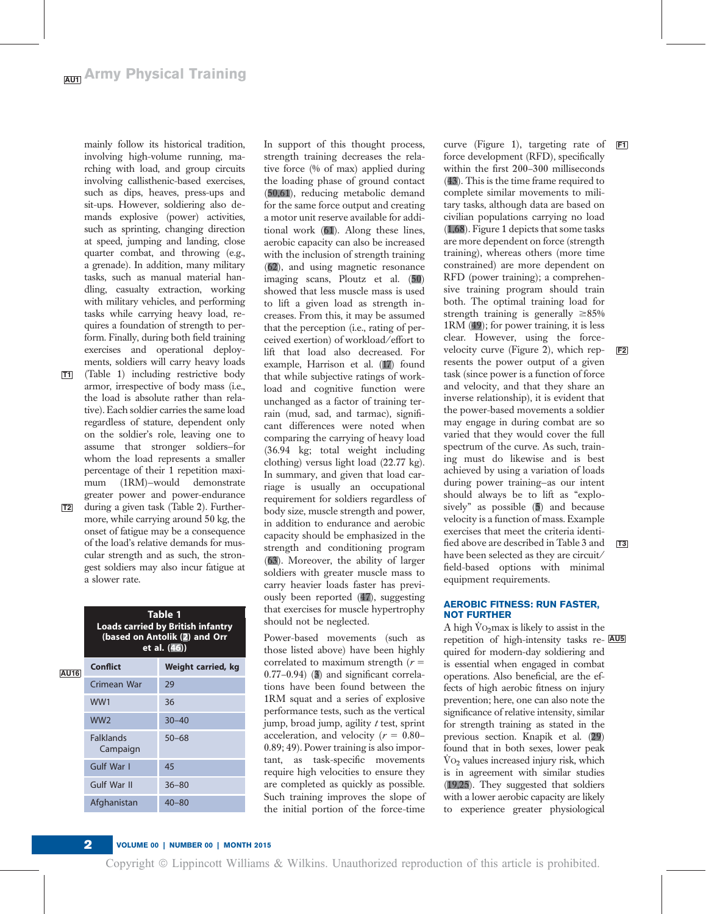mainly follow its historical tradition, involving high-volume running, marching with load, and group circuits involving callisthenic-based exercises, such as dips, heaves, press-ups and sit-ups. However, soldiering also demands explosive (power) activities, such as sprinting, changing direction at speed, jumping and landing, close quarter combat, and throwing (e.g., a grenade). In addition, many military tasks, such as manual material handling, casualty extraction, working with military vehicles, and performing tasks while carrying heavy load, requires a foundation of strength to perform. Finally, during both field training exercises and operational deployments, soldiers will carry heavy loads (Table 1) including restrictive body armor, irrespective of body mass (i.e., the load is absolute rather than relative). Each soldier carries the same load regardless of stature, dependent only on the soldier's role, leaving one to assume that stronger soldiers–for whom the load represents a smaller percentage of their 1 repetition maximum (1RM)–would demonstrate greater power and power-endurance during a given task (Table 2). Furthermore, while carrying around 50 kg, the onset of fatigue may be a consequence of the load's relative demands for muscular strength and as such, the strongest soldiers may also incur fatigue at a slower rate.

**Table 1 Loads carried by British infantry (based on Antolik (2) and Orr et al. (46))**

| Conflict | Weight carried, kg |
|---|---|
| Crimean War | 29 |
| WW1 | 36 |
| WW2 | 30–40 |
| Falklands Campaign | 50–68 |
| Gulf War I | 45 |
| Gulf War II | 36–80 |
| Afghanistan | 40–80 |

In support of this thought process, strength training decreases the relative force (% of max) applied during the loading phase of ground contact (50,61), reducing metabolic demand for the same force output and creating a motor unit reserve available for additional work (61). Along these lines, aerobic capacity can also be increased with the inclusion of strength training (62), and using magnetic resonance imaging scans, Ploutz et al. (50) showed that less muscle mass is used to lift a given load as strength increases. From this, it may be assumed that the perception (i.e., rating of perceived exertion) of workload/effort to lift that load also decreased. For example, Harrison et al. (17) found that while subjective ratings of workload and cognitive function were unchanged as a factor of training terrain (mud, sad, and tarmac), significant differences were noted when comparing the carrying of heavy load (36.94 kg; total weight including clothing) versus light load (22.77 kg). In summary, and given that load carriage is usually an occupational requirement for soldiers regardless of body size, muscle strength and power, in addition to endurance and aerobic capacity should be emphasized in the strength and conditioning program (63). Moreover, the ability of larger soldiers with greater muscle mass to carry heavier loads faster has previously been reported (47), suggesting that exercises for muscle hypertrophy should not be neglected.

Power-based movements (such as those listed above) have been highly correlated to maximum strength ($r$ = 0.77–0.94) (3) and significant correlations have been found between the 1RM squat and a series of explosive performance tests, such as the vertical jump, broad jump, agility $t$ test, sprint acceleration, and velocity ($r$ = 0.80–0.89; 49). Power training is also important, as task-specific movements require high velocities to ensure they are completed as quickly as possible. Such training improves the slope of the initial portion of the force-time curve (Figure 1), targeting rate of force development (RFD), specifically within the first 200–300 milliseconds (43). This is the time frame required to complete similar movements to military tasks, although data are based on civilian populations carrying no load (1,68). Figure 1 depicts that some tasks are more dependent on force (strength training), whereas others (more time constrained) are more dependent on RFD (power training); a comprehensive training program should train both. The optimal training load for strength training is generally ≥85% 1RM (49); for power training, it is less clear. However, using the force-velocity curve (Figure 2), which represents the power output of a given task (since power is a function of force and velocity, and that they share an inverse relationship), it is evident that the power-based movements a soldier may engage in during combat are so varied that they would cover the full spectrum of the curve. As such, training must do likewise and is best achieved by using a variation of loads during power training–as our intent should always be to lift as "explosively" as possible (5) and because velocity is a function of mass. Example exercises that meet the criteria identified above are described in Table 3 and have been selected as they are circuit/field-based options with minimal equipment requirements.

## AEROBIC FITNESS: RUN FASTER, NOT FURTHER

A high $\dot{V}O_2$max is likely to assist in the repetition of high-intensity tasks required for modern-day soldiering and is essential when engaged in combat operations. Also beneficial, are the effects of high aerobic fitness on injury prevention; here, one can also note the significance of relative intensity, similar for strength training as stated in the previous section. Knapik et al. (29) found that in both sexes, lower peak $\dot{V}O_2$ values increased injury risk, which is in agreement with similar studies (19,25). They suggested that soldiers with a lower aerobic capacity are likely to experience greater physiological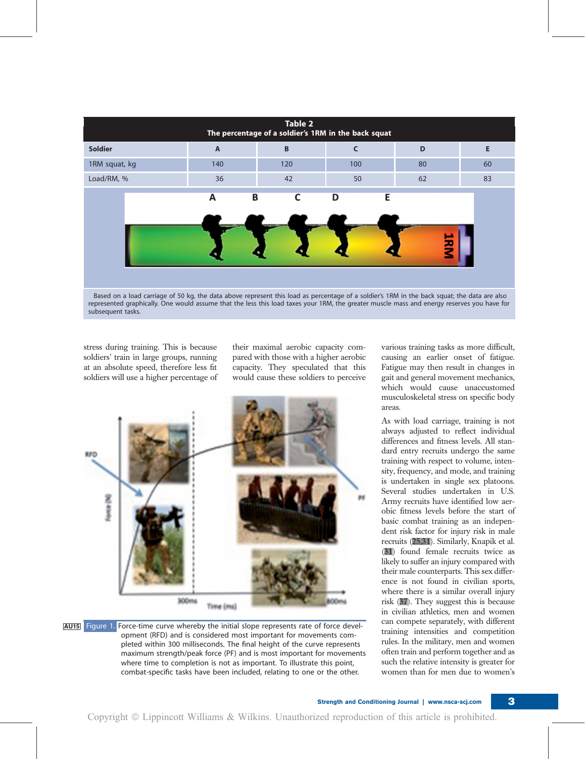**Table 2**
**The percentage of a soldier's 1RM in the back squat**

| Soldier | A | B | C | D | E |
|---|---|---|---|---|---|
| 1RM squat, kg | 140 | 120 | 100 | 80 | 60 |
| Load/RM, % | 36 | 42 | 50 | 62 | 83 |

Based on a load carriage of 50 kg, the data above represent this load as percentage of a soldier's 1RM in the back squat; the data are also represented graphically. One would assume that the less this load taxes your 1RM, the greater muscle mass and energy reserves you have for subsequent tasks.

stress during training. This is because soldiers' train in large groups, running at an absolute speed, therefore less fit soldiers will use a higher percentage of their maximal aerobic capacity compared with those with a higher aerobic capacity. They speculated that this would cause these soldiers to perceive various training tasks as more difficult, causing an earlier onset of fatigue. Fatigue may then result in changes in gait and general movement mechanics, which would cause unaccustomed musculoskeletal stress on specific body areas.

Figure 1. Force-time curve whereby the initial slope represents rate of force development (RFD) and is considered most important for movements completed within 300 milliseconds. The final height of the curve represents maximum strength/peak force (PF) and is most important for movements where time to completion is not as important. To illustrate this point, combat-specific tasks have been included, relating to one or the other.

As with load carriage, training is not always adjusted to reflect individual differences and fitness levels. All standard entry recruits undergo the same training with respect to volume, intensity, frequency, and mode, and training is undertaken in single sex platoons. Several studies undertaken in U.S. Army recruits have identified low aerobic fitness levels before the start of basic combat training as an independent risk factor for injury risk in male recruits (25,31). Similarly, Knapik et al. (31) found female recruits twice as likely to suffer an injury compared with their male counterparts. This sex difference is not found in civilian sports, where there is a similar overall injury risk (37). They suggest this is because in civilian athletics, men and women can compete separately, with different training intensities and competition rules. In the military, men and women often train and perform together and as such the relative intensity is greater for women than for men due to women's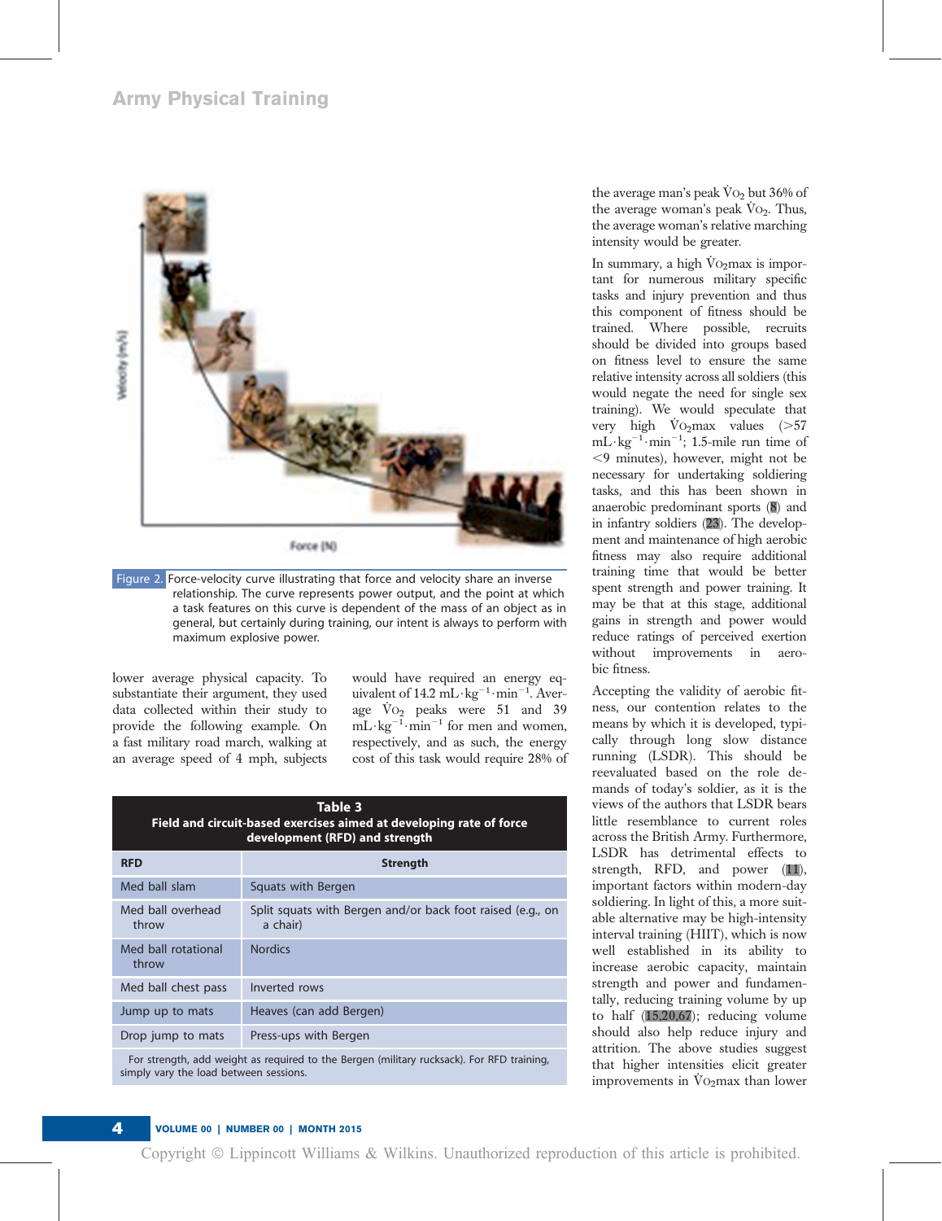Figure 2. Force-velocity curve illustrating that force and velocity share an inverse relationship. The curve represents power output, and the point at which a task features on this curve is dependent of the mass of an object as in general, but certainly during training, our intent is always to perform with maximum explosive power.

lower average physical capacity. To substantiate their argument, they used data collected within their study to provide the following example. On a fast military road march, walking at an average speed of 4 mph, subjects would have required an energy equivalent of 14.2 $mL \cdot kg^{-1} \cdot min^{-1}$. Average $\dot{V}O_2$ peaks were 51 and 39 $mL \cdot kg^{-1} \cdot min^{-1}$ for men and women, respectively, and as such, the energy cost of this task would require 28% of the average man's peak $\dot{V}O_2$ but 36% of the average woman's peak $\dot{V}O_2$. Thus, the average woman's relative marching intensity would be greater.

In summary, a high $\dot{V}O_2max$ is important for numerous military specific tasks and injury prevention and thus this component of fitness should be trained. Where possible, recruits should be divided into groups based on fitness level to ensure the same relative intensity across all soldiers (this would negate the need for single sex training). We would speculate that very high $\dot{V}O_2max$ values (>57 $mL \cdot kg^{-1} \cdot min^{-1}$; 1.5-mile run time of <9 minutes), however, might not be necessary for undertaking soldiering tasks, and this has been shown in anaerobic predominant sports (8) and in infantry soldiers (23). The development and maintenance of high aerobic fitness may also require additional training time that would be better spent strength and power training. It may be that at this stage, additional gains in strength and power would reduce ratings of perceived exertion without improvements in aerobic fitness.

Accepting the validity of aerobic fitness, our contention relates to the means by which it is developed, typically through long slow distance running (LSDR). This should be reevaluated based on the role demands of today's soldier, as it is the views of the authors that LSDR bears little resemblance to current roles across the British Army. Furthermore, LSDR has detrimental effects to strength, RFD, and power (11), important factors within modern-day soldiering. In light of this, a more suitable alternative may be high-intensity interval training (HIIT), which is now well established in its ability to increase aerobic capacity, maintain strength and power and fundamentally, reducing training volume by up to half (15,20,67); reducing volume should also help reduce injury and attrition. The above studies suggest that higher intensities elicit greater improvements in $\dot{V}O_2max$ than lower

**Table 3**
**Field and circuit-based exercises aimed at developing rate of force development (RFD) and strength**

| RFD | Strength |
|---|---|
| Med ball slam | Squats with Bergen |
| Med ball overhead throw | Split squats with Bergen and/or back foot raised (e.g., on a chair) |
| Med ball rotational throw | Nordics |
| Med ball chest pass | Inverted rows |
| Jump up to mats | Heaves (can add Bergen) |
| Drop jump to mats | Press-ups with Bergen |

For strength, add weight as required to the Bergen (military rucksack). For RFD training, simply vary the load between sessions.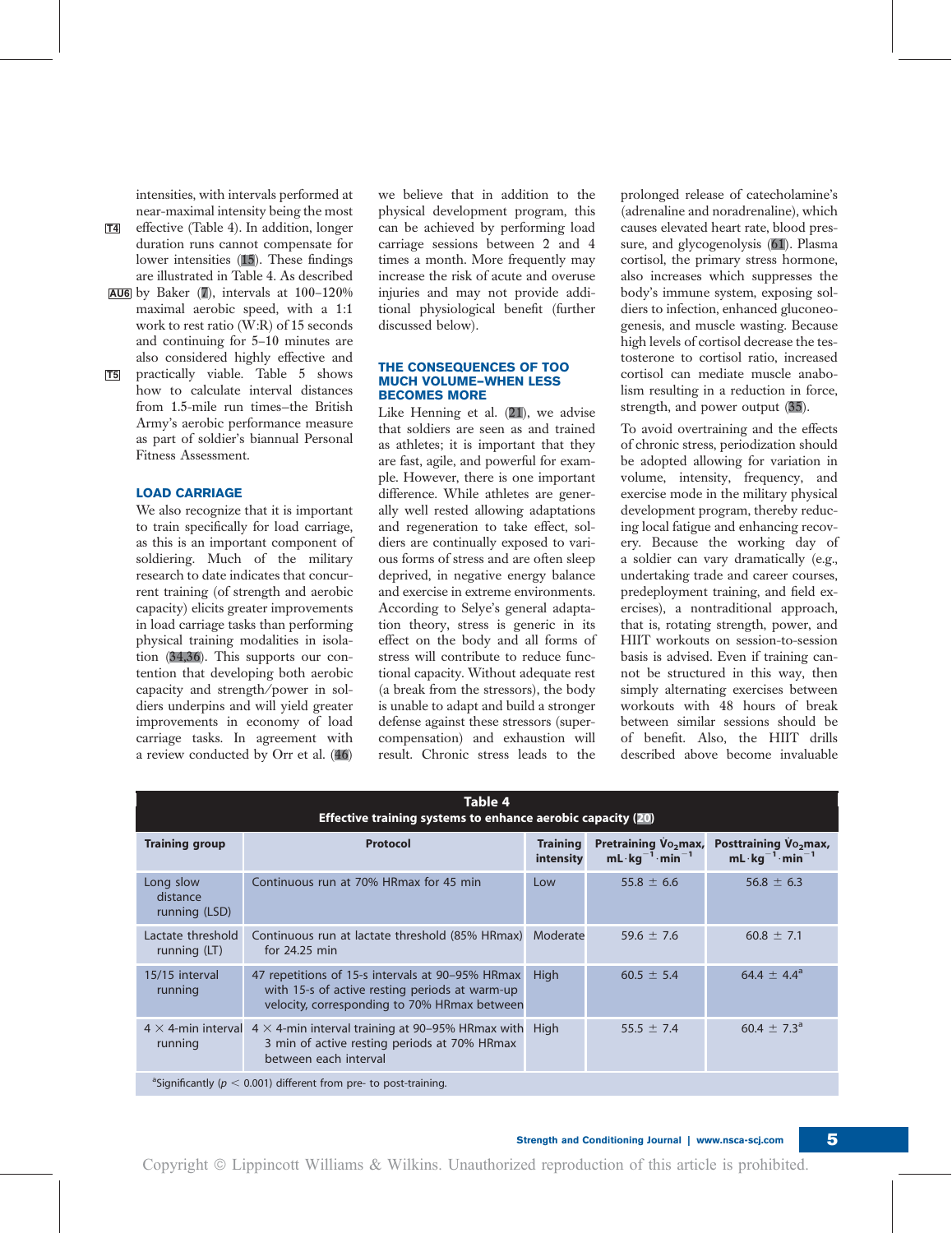intensities, with intervals performed at near-maximal intensity being the most effective (Table 4). In addition, longer duration runs cannot compensate for lower intensities (15). These findings are illustrated in Table 4. As described by Baker (7), intervals at 100–120% maximal aerobic speed, with a 1:1 work to rest ratio (W:R) of 15 seconds and continuing for 5–10 minutes are also considered highly effective and practically viable. Table 5 shows how to calculate interval distances from 1.5-mile run times–the British Army's aerobic performance measure as part of soldier's biannual Personal Fitness Assessment.

## LOAD CARRIAGE

We also recognize that it is important to train specifically for load carriage, as this is an important component of soldiering. Much of the military research to date indicates that concurrent training (of strength and aerobic capacity) elicits greater improvements in load carriage tasks than performing physical training modalities in isolation (34,36). This supports our contention that developing both aerobic capacity and strength/power in soldiers underpins and will yield greater improvements in economy of load carriage tasks. In agreement with a review conducted by Orr et al. (46) we believe that in addition to the physical development program, this can be achieved by performing load carriage sessions between 2 and 4 times a month. More frequently may increase the risk of acute and overuse injuries and may not provide additional physiological benefit (further discussed below).

## THE CONSEQUENCES OF TOO MUCH VOLUME–WHEN LESS BECOMES MORE

Like Henning et al. (21), we advise that soldiers are seen as and trained as athletes; it is important that they are fast, agile, and powerful for example. However, there is one important difference. While athletes are generally well rested allowing adaptations and regeneration to take effect, soldiers are continually exposed to various forms of stress and are often sleep deprived, in negative energy balance and exercise in extreme environments. According to Selye's general adaptation theory, stress is generic in its effect on the body and all forms of stress will contribute to reduce functional capacity. Without adequate rest (a break from the stressors), the body is unable to adapt and build a stronger defense against these stressors (supercompensation) and exhaustion will result. Chronic stress leads to the prolonged release of catecholamine's (adrenaline and noradrenaline), which causes elevated heart rate, blood pressure, and glycogenolysis (61). Plasma cortisol, the primary stress hormone, also increases which suppresses the body's immune system, exposing soldiers to infection, enhanced gluconeogenesis, and muscle wasting. Because high levels of cortisol decrease the testosterone to cortisol ratio, increased cortisol can mediate muscle anabolism resulting in a reduction in force, strength, and power output (35).

To avoid overtraining and the effects of chronic stress, periodization should be adopted allowing for variation in volume, intensity, frequency, and exercise mode in the military physical development program, thereby reducing local fatigue and enhancing recovery. Because the working day of a soldier can vary dramatically (e.g., undertaking trade and career courses, predeployment training, and field exercises), a nontraditional approach, that is, rotating strength, power, and HIIT workouts on session-to-session basis is advised. Even if training cannot be structured in this way, then simply alternating exercises between workouts with 48 hours of break between similar sessions should be of benefit. Also, the HIIT drills described above become invaluable

**Table 4**
**Effective training systems to enhance aerobic capacity (20)**

| Training group | Protocol | Training intensity | Pretraining $\dot{V}O_2max$, $mL \cdot kg^{-1} \cdot min^{-1}$ | Posttraining $\dot{V}O_2max$, $mL \cdot kg^{-1} \cdot min^{-1}$ |
|---|---|---|---|---|
| Long slow distance running (LSD) | Continuous run at 70% HRmax for 45 min | Low | 55.8 ± 6.6 | 56.8 ± 6.3 |
| Lactate threshold running (LT) | Continuous run at lactate threshold (85% HRmax) for 24.25 min | Moderate | 59.6 ± 7.6 | 60.8 ± 7.1 |
| 15/15 interval running | 47 repetitions of 15-s intervals at 90–95% HRmax with 15-s of active resting periods at warm-up velocity, corresponding to 70% HRmax between | High | 60.5 ± 5.4 | 64.4 ± 4.4[a] |
| 4 × 4-min interval running | 4 × 4-min interval training at 90–95% HRmax with 3 min of active resting periods at 70% HRmax between each interval | High | 55.5 ± 7.4 | 60.4 ± 7.3[a] |

[a]Significantly ($p < 0.001$) different from pre- to post-training.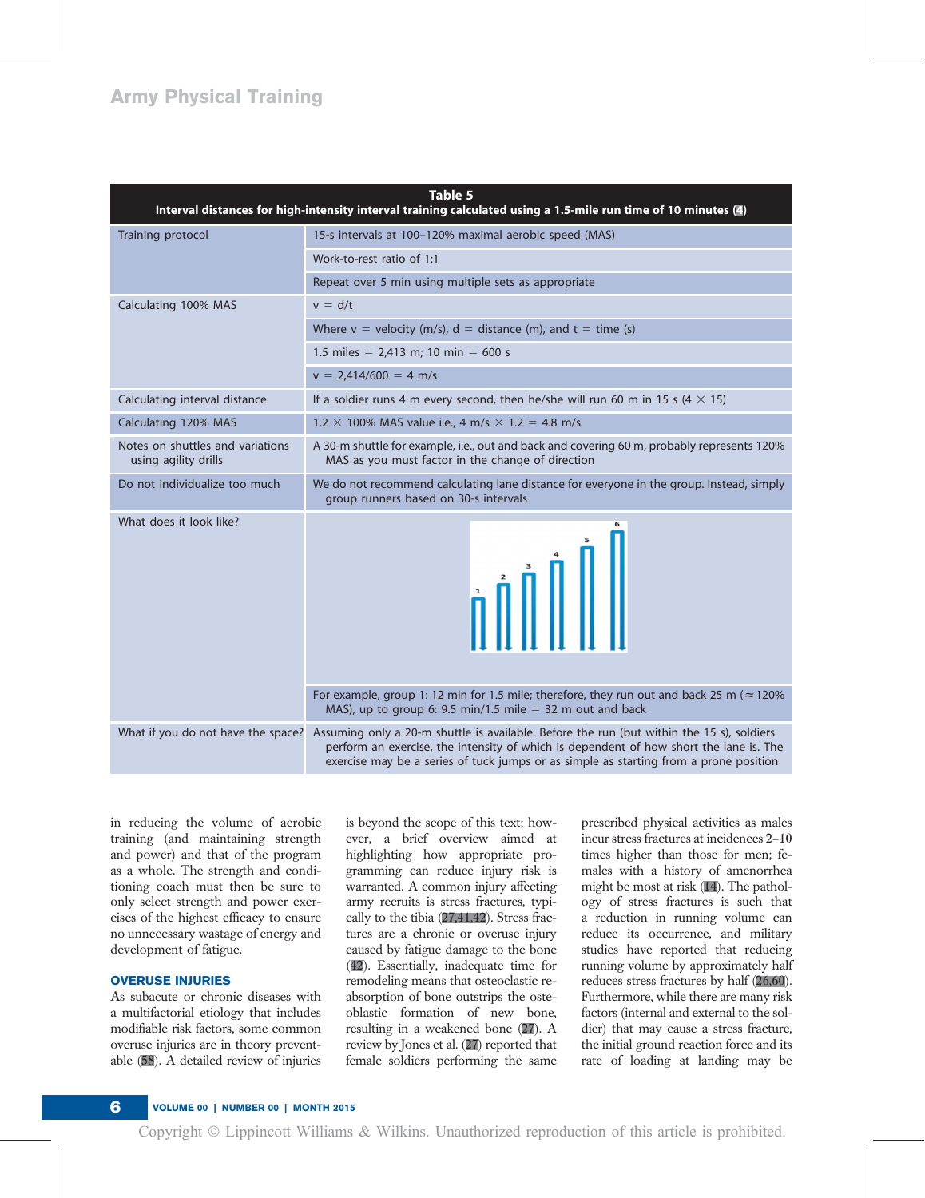**Table 5**
**Interval distances for high-intensity interval training calculated using a 1.5-mile run time of 10 minutes (4)**

| | |
|---|---|
| Training protocol | 15-s intervals at 100–120% maximal aerobic speed (MAS) |
| | Work-to-rest ratio of 1:1 |
| | Repeat over 5 min using multiple sets as appropriate |
| Calculating 100% MAS | v = d/t |
| | Where v = velocity (m/s), d = distance (m), and t = time (s) |
| | 1.5 miles = 2,413 m; 10 min = 600 s |
| | v = 2,414/600 = 4 m/s |
| Calculating interval distance | If a soldier runs 4 m every second, then he/she will run 60 m in 15 s (4 × 15) |
| Calculating 120% MAS | 1.2 × 100% MAS value i.e., 4 m/s × 1.2 = 4.8 m/s |
| Notes on shuttles and variations using agility drills | A 30-m shuttle for example, i.e., out and back and covering 60 m, probably represents 120% MAS as you must factor in the change of direction |
| Do not individualize too much | We do not recommend calculating lane distance for everyone in the group. Instead, simply group runners based on 30-s intervals |
| What does it look like? | |
| | For example, group 1: 12 min for 1.5 mile; therefore, they run out and back 25 m (≈120% MAS), up to group 6: 9.5 min/1.5 mile = 32 m out and back |
| What if you do not have the space? | Assuming only a 20-m shuttle is available. Before the run (but within the 15 s), soldiers perform an exercise, the intensity of which is dependent of how short the lane is. The exercise may be a series of tuck jumps or as simple as starting from a prone position |

in reducing the volume of aerobic training (and maintaining strength and power) and that of the program as a whole. The strength and conditioning coach must then be sure to only select strength and power exercises of the highest efficacy to ensure no unnecessary wastage of energy and development of fatigue.

## OVERUSE INJURIES

As subacute or chronic diseases with a multifactorial etiology that includes modifiable risk factors, some common overuse injuries are in theory preventable (58). A detailed review of injuries is beyond the scope of this text; however, a brief overview aimed at highlighting how appropriate programming can reduce injury risk is warranted. A common injury affecting army recruits is stress fractures, typically to the tibia (27,41,42). Stress fractures are a chronic or overuse injury caused by fatigue damage to the bone (42). Essentially, inadequate time for remodeling means that osteoclastic reabsorption of bone outstrips the osteoblastic formation of new bone, resulting in a weakened bone (27). A review by Jones et al. (27) reported that female soldiers performing the same prescribed physical activities as males incur stress fractures at incidences 2–10 times higher than those for men; females with a history of amenorrhea might be most at risk (14). The pathology of stress fractures is such that a reduction in running volume can reduce its occurrence, and military studies have reported that reducing running volume by approximately half reduces stress fractures by half (26,60). Furthermore, while there are many risk factors (internal and external to the soldier) that may cause a stress fracture, the initial ground reaction force and its rate of loading at landing may be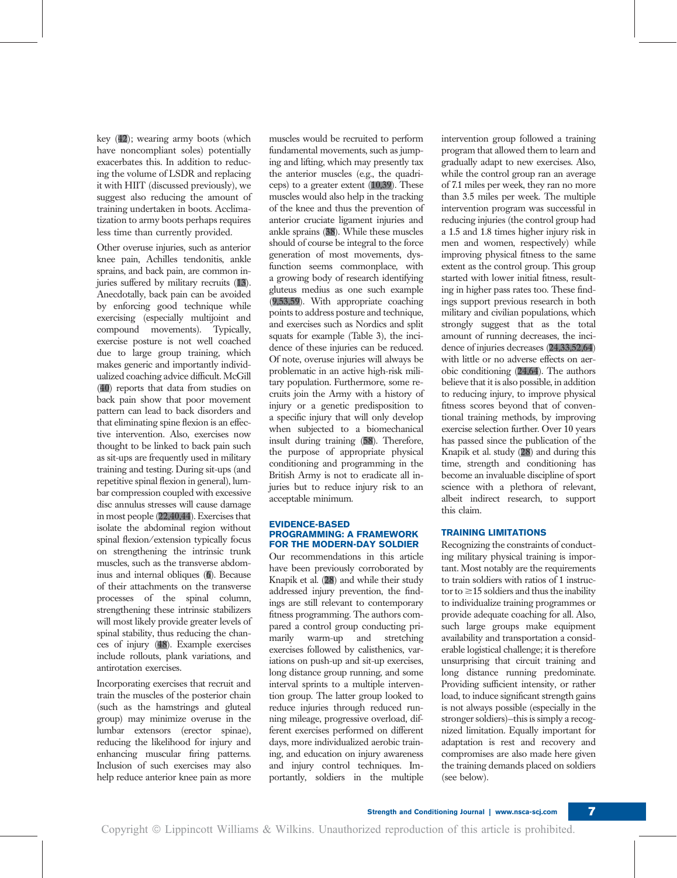key (42); wearing army boots (which have noncompliant soles) potentially exacerbates this. In addition to reducing the volume of LSDR and replacing it with HIIT (discussed previously), we suggest also reducing the amount of training undertaken in boots. Acclimatization to army boots perhaps requires less time than currently provided.

Other overuse injuries, such as anterior knee pain, Achilles tendonitis, ankle sprains, and back pain, are common injuries suffered by military recruits (13). Anecdotally, back pain can be avoided by enforcing good technique while exercising (especially multijoint and compound movements). Typically, exercise posture is not well coached due to large group training, which makes generic and importantly individualized coaching advice difficult. McGill (40) reports that data from studies on back pain show that poor movement pattern can lead to back disorders and that eliminating spine flexion is an effective intervention. Also, exercises now thought to be linked to back pain such as sit-ups are frequently used in military training and testing. During sit-ups (and repetitive spinal flexion in general), lumbar compression coupled with excessive disc annulus stresses will cause damage in most people (22,40,44). Exercises that isolate the abdominal region without spinal flexion/extension typically focus on strengthening the intrinsic trunk muscles, such as the transverse abdominus and internal obliques (6). Because of their attachments on the transverse processes of the spinal column, strengthening these intrinsic stabilizers will most likely provide greater levels of spinal stability, thus reducing the chances of injury (48). Example exercises include rollouts, plank variations, and antirotation exercises.

Incorporating exercises that recruit and train the muscles of the posterior chain (such as the hamstrings and gluteal group) may minimize overuse in the lumbar extensors (erector spinae), reducing the likelihood for injury and enhancing muscular firing patterns. Inclusion of such exercises may also help reduce anterior knee pain as more muscles would be recruited to perform fundamental movements, such as jumping and lifting, which may presently tax the anterior muscles (e.g., the quadriceps) to a greater extent (10,39). These muscles would also help in the tracking of the knee and thus the prevention of anterior cruciate ligament injuries and ankle sprains (38). While these muscles should of course be integral to the force generation of most movements, dysfunction seems commonplace, with a growing body of research identifying gluteus medius as one such example (9,53,59). With appropriate coaching points to address posture and technique, and exercises such as Nordics and split squats for example (Table 3), the incidence of these injuries can be reduced. Of note, overuse injuries will always be problematic in an active high-risk military population. Furthermore, some recruits join the Army with a history of injury or a genetic predisposition to a specific injury that will only develop when subjected to a biomechanical insult during training (58). Therefore, the purpose of appropriate physical conditioning and programming in the British Army is not to eradicate all injuries but to reduce injury risk to an acceptable minimum.

## EVIDENCE-BASED PROGRAMMING: A FRAMEWORK FOR THE MODERN-DAY SOLDIER

Our recommendations in this article have been previously corroborated by Knapik et al. (28) and while their study addressed injury prevention, the findings are still relevant to contemporary fitness programming. The authors compared a control group conducting primarily warm-up and stretching exercises followed by calisthenics, variations on push-up and sit-up exercises, long distance group running, and some interval sprints to a multiple intervention group. The latter group looked to reduce injuries through reduced running mileage, progressive overload, different exercises performed on different days, more individualized aerobic training, and education on injury awareness and injury control techniques. Importantly, soldiers in the multiple intervention group followed a training program that allowed them to learn and gradually adapt to new exercises. Also, while the control group ran an average of 7.1 miles per week, they ran no more than 3.5 miles per week. The multiple intervention program was successful in reducing injuries (the control group had a 1.5 and 1.8 times higher injury risk in men and women, respectively) while improving physical fitness to the same extent as the control group. This group started with lower initial fitness, resulting in higher pass rates too. These findings support previous research in both military and civilian populations, which strongly suggest that as the total amount of running decreases, the incidence of injuries decreases (24,33,52,64) with little or no adverse effects on aerobic conditioning (24,64). The authors believe that it is also possible, in addition to reducing injury, to improve physical fitness scores beyond that of conventional training methods, by improving exercise selection further. Over 10 years has passed since the publication of the Knapik et al. study (28) and during this time, strength and conditioning has become an invaluable discipline of sport science with a plethora of relevant, albeit indirect research, to support this claim.

## TRAINING LIMITATIONS

Recognizing the constraints of conducting military physical training is important. Most notably are the requirements to train soldiers with ratios of 1 instructor to ≥15 soldiers and thus the inability to individualize training programmes or provide adequate coaching for all. Also, such large groups make equipment availability and transportation a considerable logistical challenge; it is therefore unsurprising that circuit training and long distance running predominate. Providing sufficient intensity, or rather load, to induce significant strength gains is not always possible (especially in the stronger soldiers)–this is simply a recognized limitation. Equally important for adaptation is rest and recovery and compromises are also made here given the training demands placed on soldiers (see below).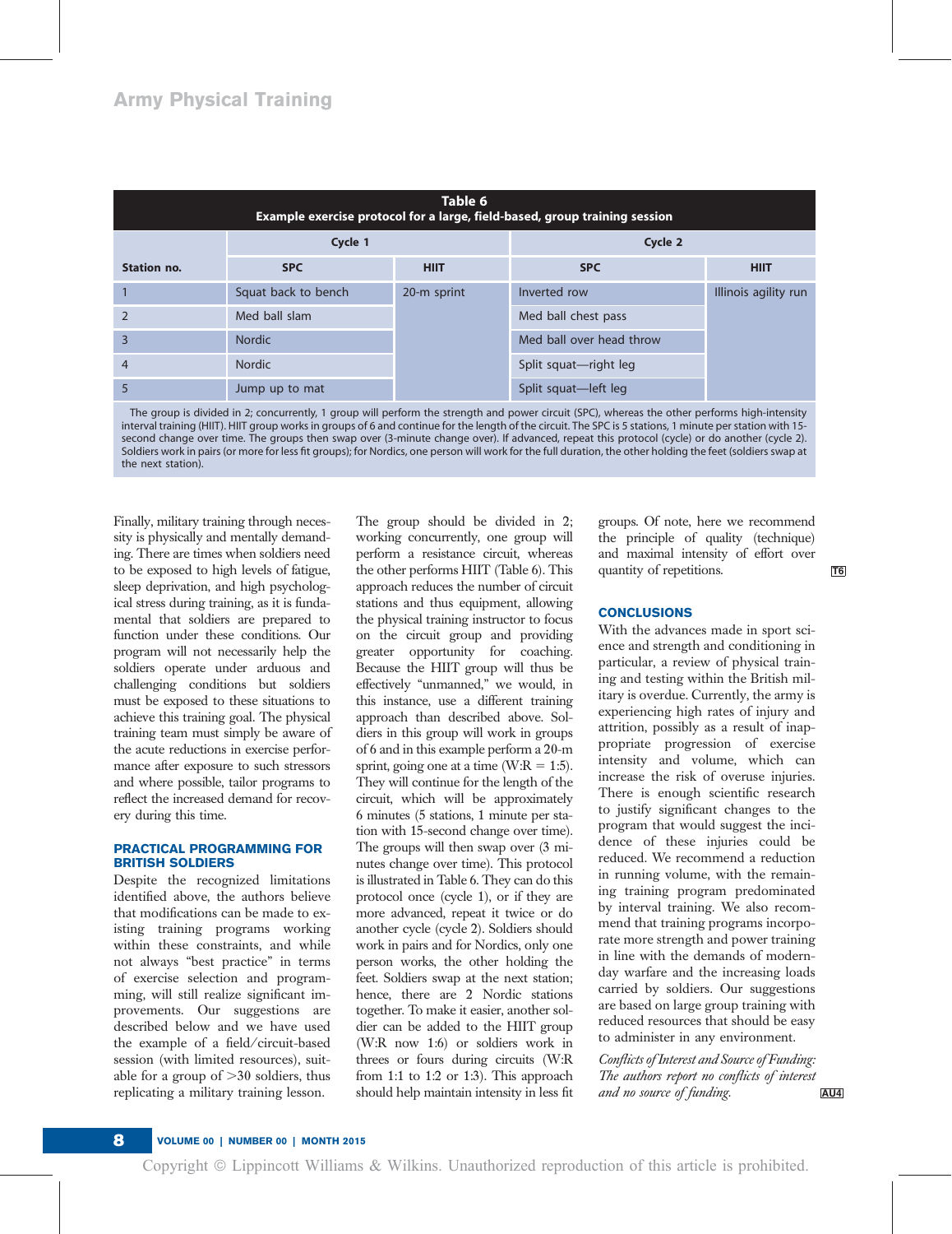**Table 6**
**Example exercise protocol for a large, field-based, group training session**

| Station no. | Cycle 1 | | Cycle 2 | |
|---|---|---|---|---|
| | SPC | HIIT | SPC | HIIT |
| 1 | Squat back to bench | 20-m sprint | Inverted row | Illinois agility run |
| 2 | Med ball slam | | Med ball chest pass | |
| 3 | Nordic | | Med ball over head throw | |
| 4 | Nordic | | Split squat—right leg | |
| 5 | Jump up to mat | | Split squat—left leg | |

The group is divided in 2; concurrently, 1 group will perform the strength and power circuit (SPC), whereas the other performs high-intensity interval training (HIIT). HIIT group works in groups of 6 and continue for the length of the circuit. The SPC is 5 stations, 1 minute per station with 15-second change over time. The groups then swap over (3-minute change over). If advanced, repeat this protocol (cycle) or do another (cycle 2). Soldiers work in pairs (or more for less fit groups); for Nordics, one person will work for the full duration, the other holding the feet (soldiers swap at the next station).

Finally, military training through necessity is physically and mentally demanding. There are times when soldiers need to be exposed to high levels of fatigue, sleep deprivation, and high psychological stress during training, as it is fundamental that soldiers are prepared to function under these conditions. Our program will not necessarily help the soldiers operate under arduous and challenging conditions but soldiers must be exposed to these situations to achieve this training goal. The physical training team must simply be aware of the acute reductions in exercise performance after exposure to such stressors and where possible, tailor programs to reflect the increased demand for recovery during this time.

## PRACTICAL PROGRAMMING FOR BRITISH SOLDIERS

Despite the recognized limitations identified above, the authors believe that modifications can be made to existing training programs working within these constraints, and while not always "best practice" in terms of exercise selection and programming, will still realize significant improvements. Our suggestions are described below and we have used the example of a field/circuit-based session (with limited resources), suitable for a group of >30 soldiers, thus replicating a military training lesson.

The group should be divided in 2; working concurrently, one group will perform a resistance circuit, whereas the other performs HIIT (Table 6). This approach reduces the number of circuit stations and thus equipment, allowing the physical training instructor to focus on the circuit group and providing greater opportunity for coaching. Because the HIIT group will thus be effectively "unmanned," we would, in this instance, use a different training approach than described above. Soldiers in this group will work in groups of 6 and in this example perform a 20-m sprint, going one at a time (W:R = 1:5). They will continue for the length of the circuit, which will be approximately 6 minutes (5 stations, 1 minute per station with 15-second change over time). The groups will then swap over (3 minutes change over time). This protocol is illustrated in Table 6. They can do this protocol once (cycle 1), or if they are more advanced, repeat it twice or do another cycle (cycle 2). Soldiers should work in pairs and for Nordics, only one person works, the other holding the feet. Soldiers swap at the next station; hence, there are 2 Nordic stations together. To make it easier, another soldier can be added to the HIIT group (W:R now 1:6) or soldiers work in threes or fours during circuits (W:R from 1:1 to 1:2 or 1:3). This approach should help maintain intensity in less fit groups. Of note, here we recommend the principle of quality (technique) and maximal intensity of effort over quantity of repetitions.

## CONCLUSIONS

With the advances made in sport science and strength and conditioning in particular, a review of physical training and testing within the British military is overdue. Currently, the army is experiencing high rates of injury and attrition, possibly as a result of inappropriate progression of exercise intensity and volume, which can increase the risk of overuse injuries. There is enough scientific research to justify significant changes to the program that would suggest the incidence of these injuries could be reduced. We recommend a reduction in running volume, with the remaining training program predominated by interval training. We also recommend that training programs incorporate more strength and power training in line with the demands of modern-day warfare and the increasing loads carried by soldiers. Our suggestions are based on large group training with reduced resources that should be easy to administer in any environment.

*Conflicts of Interest and Source of Funding: The authors report no conflicts of interest and no source of funding.*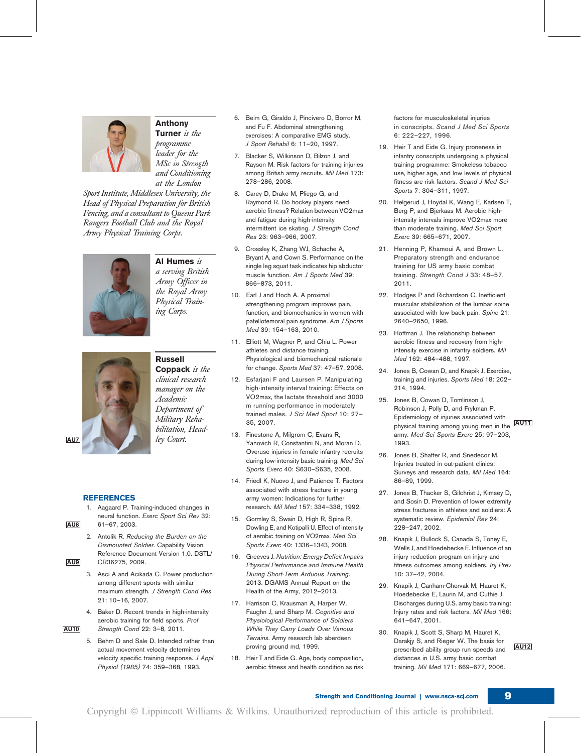**Anthony Turner** *is the programme leader for the MSc in Strength and Conditioning at the London Sport Institute, Middlesex University, the Head of Physical Preparation for British Fencing, and a consultant to Queens Park Rangers Football Club and the Royal Army Physical Training Corps.*

**Al Humes** *is a serving British Army Officer in the Royal Army Physical Training Corps.*

**Russell Coppack** *is the clinical research manager on the Academic Department of Military Rehabilitation, Headley Court.*

AU7

## REFERENCES

1. Aagaard P. Training-induced changes in neural function. *Exerc Sport Sci Rev* 32: 61–67, 2003. AU8
2. Antolik R. *Reducing the Burden on the Dismounted Soldier.* Capability Vision Reference Document Version 1.0. DSTL/CR36275, 2009. AU9
3. Asci A and Acikada C. Power production among different sports with similar maximum strength. *J Strength Cond Res* 21: 10–16, 2007.
4. Baker D. Recent trends in high-intensity aerobic training for field sports. *Prof Strength Cond* 22: 3–8, 2011. AU10
5. Behm D and Sale D. Intended rather than actual movement velocity determines velocity specific training response. *J Appl Physiol (1985)* 74: 359–368, 1993.
6. Beim G, Giraldo J, Pincivero D, Borror M, and Fu F. Abdominal strengthening exercises: A comparative EMG study. *J Sport Rehabil* 6: 11–20, 1997.
7. Blacker S, Wilkinson D, Bilzon J, and Rayson M. Risk factors for training injuries among British army recruits. *Mil Med* 173: 278–286, 2008.
8. Carey D, Drake M, Pliego G, and Raymond R. Do hockey players need aerobic fitness? Relation between VO2max and fatigue during high-intensity intermittent ice skating. *J Strength Cond Res* 23: 963–966, 2007.
9. Crossley K, Zhang WJ, Schache A, Bryant A, and Cown S. Performance on the single leg squat task indicates hip abductor muscle function. *Am J Sports Med* 39: 866–873, 2011.
10. Earl J and Hoch A. A proximal strengthening program improves pain, function, and biomechanics in women with patellofemoral pain syndrome. *Am J Sports Med* 39: 154–163, 2010.
11. Elliott M, Wagner P, and Chiu L. Power athletes and distance training. Physiological and biomechanical rationale for change. *Sports Med* 37: 47–57, 2008.
12. Esfarjani F and Laursen P. Manipulating high-intensity interval training: Effects on VO2max, the lactate threshold and 3000 m running performance in moderately trained males. *J Sci Med Sport* 10: 27–35, 2007.
13. Finestone A, Milgrom C, Evans R, Yanovich R, Constantini N, and Moran D. Overuse injuries in female infantry recruits during low-intensity basic training. *Med Sci Sports Exerc* 40: S630–S635, 2008.
14. Friedl K, Nuovo J, and Patience T. Factors associated with stress fracture in young army women: Indications for further research. *Mil Med* 157: 334–338, 1992.
15. Gormley S, Swain D, High R, Spina R, Dowling E, and Kotipalli U. Effect of intensity of aerobic training on VO2max. *Med Sci Sports Exerc* 40: 1336–1343, 2008.
16. Greeves J. *Nutrition: Energy Deficit Impairs Physical Performance and Immune Health During Short-Term Arduous Training.* 2013. DGAMS Annual Report on the Health of the Army, 2012–2013.
17. Harrison C, Krausman A, Harper W, Faughn J, and Sharp M. *Cognitive and Physiological Performance of Soldiers While They Carry Loads Over Various Terrains.* Army research lab aberdeen proving ground md, 1999.
18. Heir T and Eide G. Age, body composition, aerobic fitness and health condition as risk factors for musculoskeletal injuries in conscripts. *Scand J Med Sci Sports* 6: 222–227, 1996.
19. Heir T and Eide G. Injury proneness in infantry conscripts undergoing a physical training programme: Smokeless tobacco use, higher age, and low levels of physical fitness are risk factors. *Scand J Med Sci Sports* 7: 304–311, 1997.
20. Helgerud J, Hoydal K, Wang E, Karlsen T, Berg P, and Bjerkaas M. Aerobic high-intensity intervals improve VO2max more than moderate training. *Med Sci Sport Exerc* 39: 665–671, 2007.
21. Henning P, Khamoui A, and Brown L. Preparatory strength and endurance training for US army basic combat training. *Strength Cond J* 33: 48–57, 2011.
22. Hodges P and Richardson C. Inefficient muscular stabilization of the lumbar spine associated with low back pain. *Spine* 21: 2640–2650, 1996.
23. Hoffman J. The relationship between aerobic fitness and recovery from high-intensity exercise in infantry soldiers. *Mil Med* 162: 484–488, 1997.
24. Jones B, Cowan D, and Knapik J. Exercise, training and injuries. *Sports Med* 18: 202–214, 1994.
25. Jones B, Cowan D, Tomlinson J, Robinson J, Polly D, and Frykman P. Epidemiology of injuries associated with physical training among young men in the army. *Med Sci Sports Exerc* 25: 97–203, 1993. AU11
26. Jones B, Shaffer R, and Snedecor M. Injuries treated in out-patient clinics: Surveys and research data. *Mil Med* 164: 86–89, 1999.
27. Jones B, Thacker S, Gilchrist J, Kimsey D, and Sosin D. Prevention of lower extremity stress fractures in athletes and soldiers: A systematic review. *Epidemiol Rev* 24: 228–247, 2002.
28. Knapik J, Bullock S, Canada S, Toney E, Wells J, and Hoedebecke E. Influence of an injury reduction program on injury and fitness outcomes among soldiers. *Inj Prev* 10: 37–42, 2004.
29. Knapik J, Canham-Chervak M, Hauret K, Hoedebecke E, Laurin M, and Cuthie J. Discharges during U.S. army basic training: Injury rates and risk factors. *Mil Med* 166: 641–647, 2001.
30. Knapik J, Scott S, Sharp M, Hauret K, Darakjy S, and Rieger W. The basis for prescribed ability group run speeds and distances in U.S. army basic combat training. *Mil Med* 171: 669–677, 2006. AU12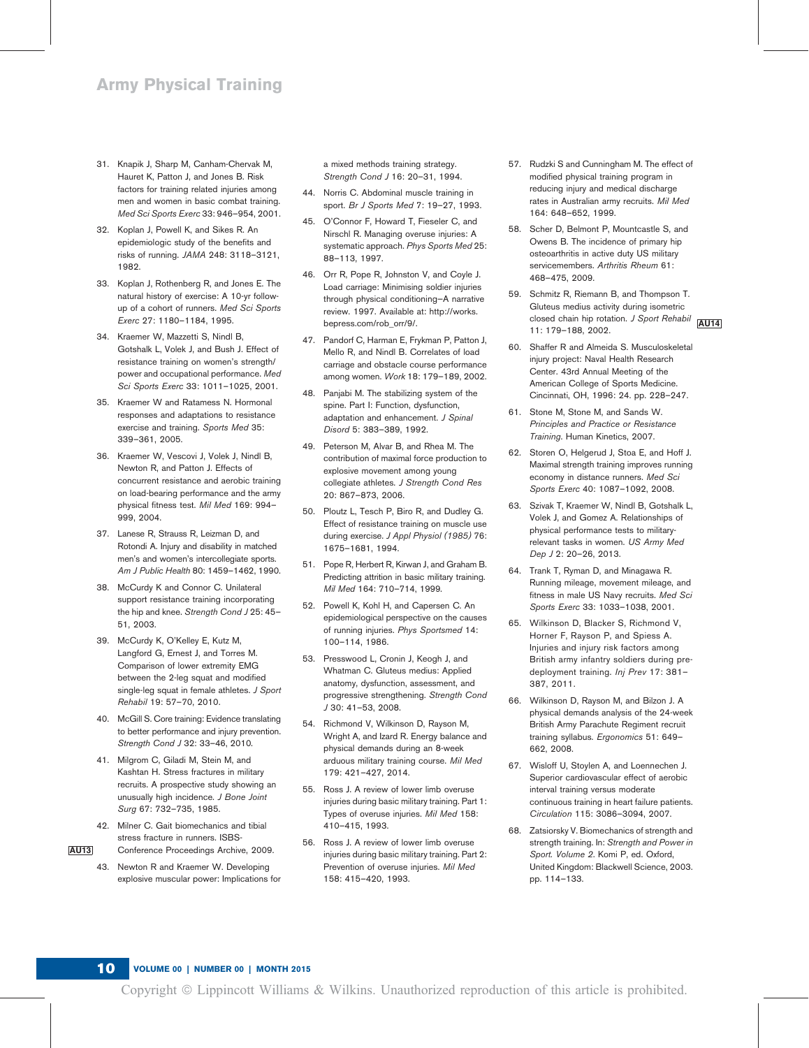31. Knapik J, Sharp M, Canham-Chervak M, Hauret K, Patton J, and Jones B. Risk factors for training related injuries among men and women in basic combat training. *Med Sci Sports Exerc* 33: 946–954, 2001.

32. Koplan J, Powell K, and Sikes R. An epidemiologic study of the benefits and risks of running. *JAMA* 248: 3118–3121, 1982.

33. Koplan J, Rothenberg R, and Jones E. The natural history of exercise: A 10-yr follow-up of a cohort of runners. *Med Sci Sports Exerc* 27: 1180–1184, 1995.

34. Kraemer W, Mazzetti S, Nindl B, Gotshalk L, Volek J, and Bush J. Effect of resistance training on women's strength/power and occupational performance. *Med Sci Sports Exerc* 33: 1011–1025, 2001.

35. Kraemer W and Ratamess N. Hormonal responses and adaptations to resistance exercise and training. *Sports Med* 35: 339–361, 2005.

36. Kraemer W, Vescovi J, Volek J, Nindl B, Newton R, and Patton J. Effects of concurrent resistance and aerobic training on load-bearing performance and the army physical fitness test. *Mil Med* 169: 994–999, 2004.

37. Lanese R, Strauss R, Leizman D, and Rotondi A. Injury and disability in matched men's and women's intercollegiate sports. *Am J Public Health* 80: 1459–1462, 1990.

38. McCurdy K and Connor C. Unilateral support resistance training incorporating the hip and knee. *Strength Cond J* 25: 45–51, 2003.

39. McCurdy K, O'Kelley E, Kutz M, Langford G, Ernest J, and Torres M. Comparison of lower extremity EMG between the 2-leg squat and modified single-leg squat in female athletes. *J Sport Rehabil* 19: 57–70, 2010.

40. McGill S. Core training: Evidence translating to better performance and injury prevention. *Strength Cond J* 32: 33–46, 2010.

41. Milgrom C, Giladi M, Stein M, and Kashtan H. Stress fractures in military recruits. A prospective study showing an unusually high incidence. *J Bone Joint Surg* 67: 732–735, 1985.

42. Milner C. Gait biomechanics and tibial stress fracture in runners. ISBS-Conference Proceedings Archive, 2009. AU13

43. Newton R and Kraemer W. Developing explosive muscular power: Implications for a mixed methods training strategy. *Strength Cond J* 16: 20–31, 1994.

44. Norris C. Abdominal muscle training in sport. *Br J Sports Med* 7: 19–27, 1993.

45. O'Connor F, Howard T, Fieseler C, and Nirschl R. Managing overuse injuries: A systematic approach. *Phys Sports Med* 25: 88–113, 1997.

46. Orr R, Pope R, Johnston V, and Coyle J. Load carriage: Minimising soldier injuries through physical conditioning–A narrative review. 1997. Available at: http://works.bepress.com/rob_orr/9/.

47. Pandorf C, Harman E, Frykman P, Patton J, Mello R, and Nindl B. Correlates of load carriage and obstacle course performance among women. *Work* 18: 179–189, 2002.

48. Panjabi M. The stabilizing system of the spine. Part I: Function, dysfunction, adaptation and enhancement. *J Spinal Disord* 5: 383–389, 1992.

49. Peterson M, Alvar B, and Rhea M. The contribution of maximal force production to explosive movement among young collegiate athletes. *J Strength Cond Res* 20: 867–873, 2006.

50. Ploutz L, Tesch P, Biro R, and Dudley G. Effect of resistance training on muscle use during exercise. *J Appl Physiol (1985)* 76: 1675–1681, 1994.

51. Pope R, Herbert R, Kirwan J, and Graham B. Predicting attrition in basic military training. *Mil Med* 164: 710–714, 1999.

52. Powell K, Kohl H, and Capersen C. An epidemiological perspective on the causes of running injuries. *Phys Sportsmed* 14: 100–114, 1986.

53. Presswood L, Cronin J, Keogh J, and Whatman C. Gluteus medius: Applied anatomy, dysfunction, assessment, and progressive strengthening. *Strength Cond J* 30: 41–53, 2008.

54. Richmond V, Wilkinson D, Rayson M, Wright A, and Izard R. Energy balance and physical demands during an 8-week arduous military training course. *Mil Med* 179: 421–427, 2014.

55. Ross J. A review of lower limb overuse injuries during basic military training. Part 1: Types of overuse injuries. *Mil Med* 158: 410–415, 1993.

56. Ross J. A review of lower limb overuse injuries during basic military training. Part 2: Prevention of overuse injuries. *Mil Med* 158: 415–420, 1993.

57. Rudzki S and Cunningham M. The effect of modified physical training program in reducing injury and medical discharge rates in Australian army recruits. *Mil Med* 164: 648–652, 1999.

58. Scher D, Belmont P, Mountcastle S, and Owens B. The incidence of primary hip osteoarthritis in active duty US military servicemembers. *Arthritis Rheum* 61: 468–475, 2009.

59. Schmitz R, Riemann B, and Thompson T. Gluteus medius activity during isometric closed chain hip rotation. *J Sport Rehabil* 11: 179–188, 2002. AU14

60. Shaffer R and Almeida S. Musculoskeletal injury project: Naval Health Research Center. 43rd Annual Meeting of the American College of Sports Medicine. Cincinnati, OH, 1996: 24. pp. 228–247.

61. Stone M, Stone M, and Sands W. *Principles and Practice or Resistance Training*. Human Kinetics, 2007.

62. Storen O, Helgerud J, Stoa E, and Hoff J. Maximal strength training improves running economy in distance runners. *Med Sci Sports Exerc* 40: 1087–1092, 2008.

63. Szivak T, Kraemer W, Nindl B, Gotshalk L, Volek J, and Gomez A. Relationships of physical performance tests to military-relevant tasks in women. *US Army Med Dep J* 2: 20–26, 2013.

64. Trank T, Ryman D, and Minagawa R. Running mileage, movement mileage, and fitness in male US Navy recruits. *Med Sci Sports Exerc* 33: 1033–1038, 2001.

65. Wilkinson D, Blacker S, Richmond V, Horner F, Rayson P, and Spiess A. Injuries and injury risk factors among British army infantry soldiers during pre-deployment training. *Inj Prev* 17: 381–387, 2011.

66. Wilkinson D, Rayson M, and Bilzon J. A physical demands analysis of the 24-week British Army Parachute Regiment recruit training syllabus. *Ergonomics* 51: 649–662, 2008.

67. Wisloff U, Stoylen A, and Loennechen J. Superior cardiovascular effect of aerobic interval training versus moderate continuous training in heart failure patients. *Circulation* 115: 3086–3094, 2007.

68. Zatsiorsky V. Biomechanics of strength and strength training. In: *Strength and Power in Sport. Volume 2*. Komi P, ed. Oxford, United Kingdom: Blackwell Science, 2003. pp. 114–133.